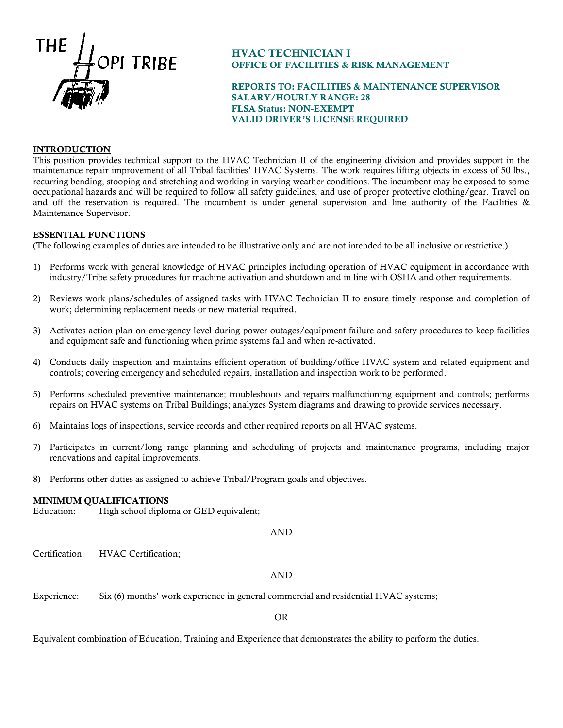THE HOPI TRIBE

# HVAC TECHNICIAN I
## OFFICE OF FACILITIES & RISK MANAGEMENT

**REPORTS TO: FACILITIES & MAINTENANCE SUPERVISOR**
**SALARY/HOURLY RANGE: 28**
**FLSA Status: NON-EXEMPT**
**VALID DRIVER'S LICENSE REQUIRED**

## INTRODUCTION

This position provides technical support to the HVAC Technician II of the engineering division and provides support in the maintenance repair improvement of all Tribal facilities' HVAC Systems. The work requires lifting objects in excess of 50 lbs., recurring bending, stooping and stretching and working in varying weather conditions. The incumbent may be exposed to some occupational hazards and will be required to follow all safety guidelines, and use of proper protective clothing/gear. Travel on and off the reservation is required. The incumbent is under general supervision and line authority of the Facilities & Maintenance Supervisor.

## ESSENTIAL FUNCTIONS

(The following examples of duties are intended to be illustrative only and are not intended to be all inclusive or restrictive.)

1) Performs work with general knowledge of HVAC principles including operation of HVAC equipment in accordance with industry/Tribe safety procedures for machine activation and shutdown and in line with OSHA and other requirements.

2) Reviews work plans/schedules of assigned tasks with HVAC Technician II to ensure timely response and completion of work; determining replacement needs or new material required.

3) Activates action plan on emergency level during power outages/equipment failure and safety procedures to keep facilities and equipment safe and functioning when prime systems fail and when re-activated.

4) Conducts daily inspection and maintains efficient operation of building/office HVAC system and related equipment and controls; covering emergency and scheduled repairs, installation and inspection work to be performed.

5) Performs scheduled preventive maintenance; troubleshoots and repairs malfunctioning equipment and controls; performs repairs on HVAC systems on Tribal Buildings; analyzes System diagrams and drawing to provide services necessary.

6) Maintains logs of inspections, service records and other required reports on all HVAC systems.

7) Participates in current/long range planning and scheduling of projects and maintenance programs, including major renovations and capital improvements.

8) Performs other duties as assigned to achieve Tribal/Program goals and objectives.

## MINIMUM QUALIFICATIONS

Education: High school diploma or GED equivalent;

AND

Certification: HVAC Certification;

AND

Experience: Six (6) months' work experience in general commercial and residential HVAC systems;

OR

Equivalent combination of Education, Training and Experience that demonstrates the ability to perform the duties.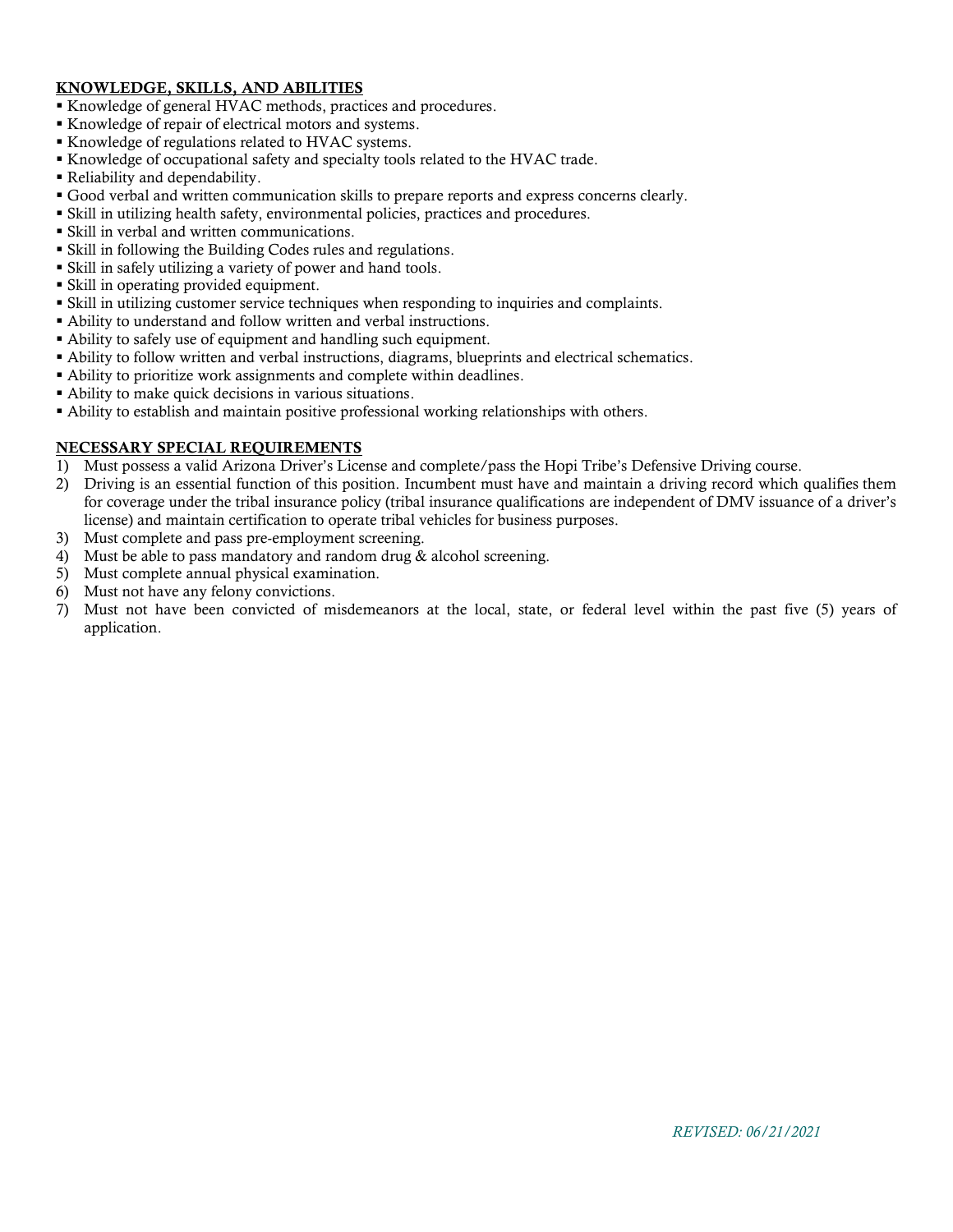## KNOWLEDGE, SKILLS, AND ABILITIES

- Knowledge of general HVAC methods, practices and procedures.
- Knowledge of repair of electrical motors and systems.
- Knowledge of regulations related to HVAC systems.
- Knowledge of occupational safety and specialty tools related to the HVAC trade.
- Reliability and dependability.
- Good verbal and written communication skills to prepare reports and express concerns clearly.
- Skill in utilizing health safety, environmental policies, practices and procedures.
- Skill in verbal and written communications.
- Skill in following the Building Codes rules and regulations.
- Skill in safely utilizing a variety of power and hand tools.
- Skill in operating provided equipment.
- Skill in utilizing customer service techniques when responding to inquiries and complaints.
- Ability to understand and follow written and verbal instructions.
- Ability to safely use of equipment and handling such equipment.
- Ability to follow written and verbal instructions, diagrams, blueprints and electrical schematics.
- Ability to prioritize work assignments and complete within deadlines.
- Ability to make quick decisions in various situations.
- Ability to establish and maintain positive professional working relationships with others.

## NECESSARY SPECIAL REQUIREMENTS

1) Must possess a valid Arizona Driver's License and complete/pass the Hopi Tribe's Defensive Driving course.
2) Driving is an essential function of this position. Incumbent must have and maintain a driving record which qualifies them for coverage under the tribal insurance policy (tribal insurance qualifications are independent of DMV issuance of a driver's license) and maintain certification to operate tribal vehicles for business purposes.
3) Must complete and pass pre-employment screening.
4) Must be able to pass mandatory and random drug & alcohol screening.
5) Must complete annual physical examination.
6) Must not have any felony convictions.
7) Must not have been convicted of misdemeanors at the local, state, or federal level within the past five (5) years of application.

*REVISED: 06/21/2021*